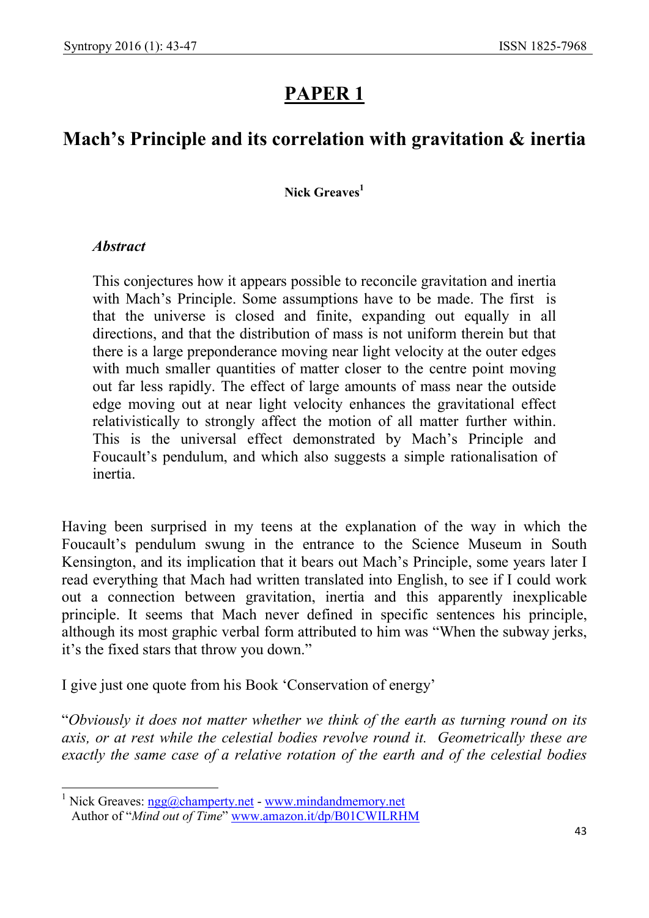# PAPER 1

## Mach's Principle and its correlation with gravitation & inertia

**Nick Greaves**[1]

### *Abstract*

This conjectures how it appears possible to reconcile gravitation and inertia with Mach's Principle. Some assumptions have to be made. The first is that the universe is closed and finite, expanding out equally in all directions, and that the distribution of mass is not uniform therein but that there is a large preponderance moving near light velocity at the outer edges with much smaller quantities of matter closer to the centre point moving out far less rapidly. The effect of large amounts of mass near the outside edge moving out at near light velocity enhances the gravitational effect relativistically to strongly affect the motion of all matter further within. This is the universal effect demonstrated by Mach's Principle and Foucault's pendulum, and which also suggests a simple rationalisation of inertia.

Having been surprised in my teens at the explanation of the way in which the Foucault's pendulum swung in the entrance to the Science Museum in South Kensington, and its implication that it bears out Mach's Principle, some years later I read everything that Mach had written translated into English, to see if I could work out a connection between gravitation, inertia and this apparently inexplicable principle. It seems that Mach never defined in specific sentences his principle, although its most graphic verbal form attributed to him was "When the subway jerks, it's the fixed stars that throw you down."

I give just one quote from his Book 'Conservation of energy'

"*Obviously it does not matter whether we think of the earth as turning round on its axis, or at rest while the celestial bodies revolve round it. Geometrically these are exactly the same case of a relative rotation of the earth and of the celestial bodies*

---

[1] Nick Greaves: ngg@champerty.net - www.mindandmemory.net
Author of "*Mind out of Time*" www.amazon.it/dp/B01CWILRHM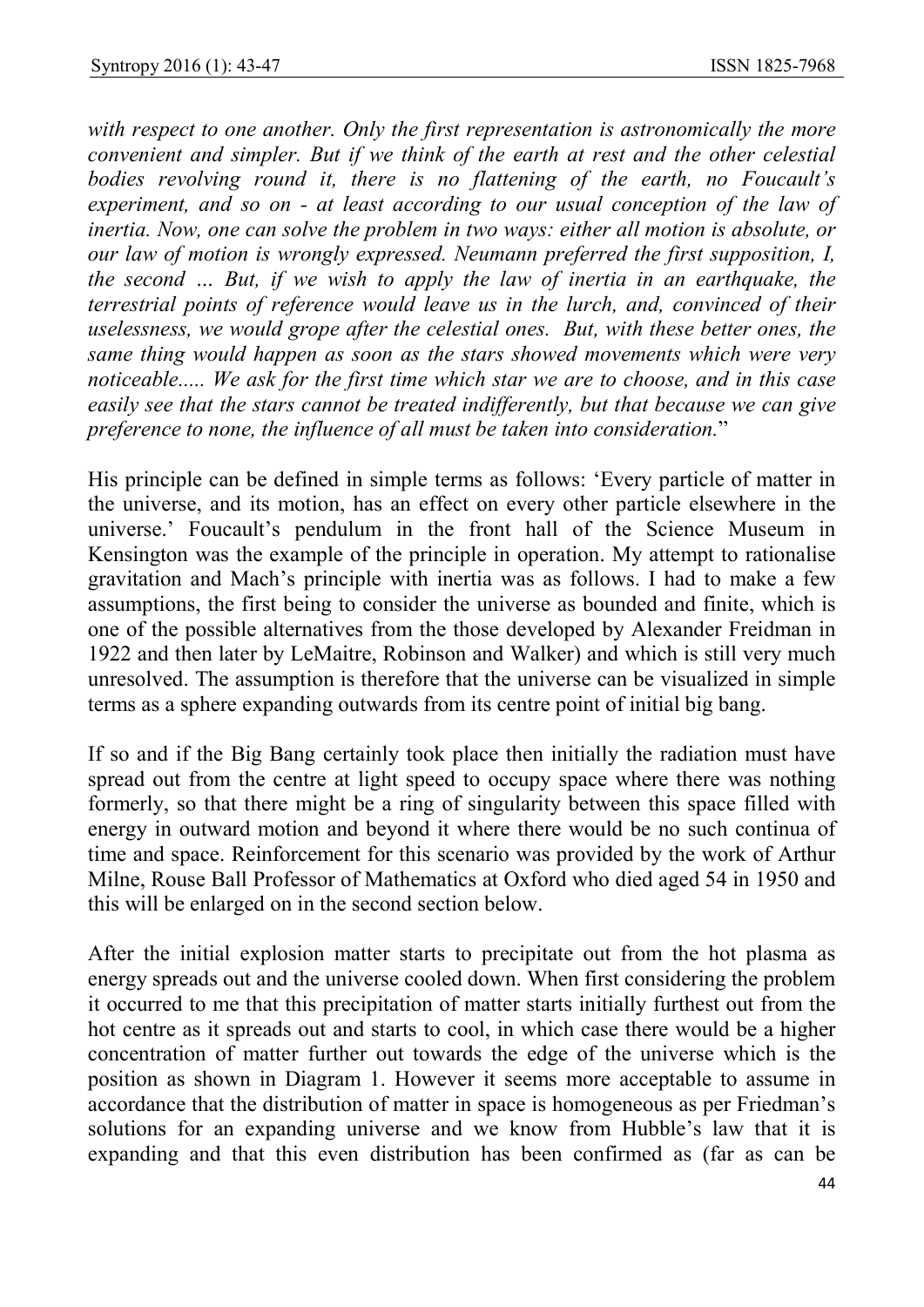*with respect to one another. Only the first representation is astronomically the more convenient and simpler. But if we think of the earth at rest and the other celestial bodies revolving round it, there is no flattening of the earth, no Foucault's experiment, and so on - at least according to our usual conception of the law of inertia. Now, one can solve the problem in two ways: either all motion is absolute, or our law of motion is wrongly expressed. Neumann preferred the first supposition, I, the second … But, if we wish to apply the law of inertia in an earthquake, the terrestrial points of reference would leave us in the lurch, and, convinced of their uselessness, we would grope after the celestial ones. But, with these better ones, the same thing would happen as soon as the stars showed movements which were very noticeable..... We ask for the first time which star we are to choose, and in this case easily see that the stars cannot be treated indifferently, but that because we can give preference to none, the influence of all must be taken into consideration.*"

His principle can be defined in simple terms as follows: 'Every particle of matter in the universe, and its motion, has an effect on every other particle elsewhere in the universe.' Foucault's pendulum in the front hall of the Science Museum in Kensington was the example of the principle in operation. My attempt to rationalise gravitation and Mach's principle with inertia was as follows. I had to make a few assumptions, the first being to consider the universe as bounded and finite, which is one of the possible alternatives from the those developed by Alexander Freidman in 1922 and then later by LeMaitre, Robinson and Walker) and which is still very much unresolved. The assumption is therefore that the universe can be visualized in simple terms as a sphere expanding outwards from its centre point of initial big bang.

If so and if the Big Bang certainly took place then initially the radiation must have spread out from the centre at light speed to occupy space where there was nothing formerly, so that there might be a ring of singularity between this space filled with energy in outward motion and beyond it where there would be no such continua of time and space. Reinforcement for this scenario was provided by the work of Arthur Milne, Rouse Ball Professor of Mathematics at Oxford who died aged 54 in 1950 and this will be enlarged on in the second section below.

After the initial explosion matter starts to precipitate out from the hot plasma as energy spreads out and the universe cooled down. When first considering the problem it occurred to me that this precipitation of matter starts initially furthest out from the hot centre as it spreads out and starts to cool, in which case there would be a higher concentration of matter further out towards the edge of the universe which is the position as shown in Diagram 1. However it seems more acceptable to assume in accordance that the distribution of matter in space is homogeneous as per Friedman's solutions for an expanding universe and we know from Hubble's law that it is expanding and that this even distribution has been confirmed as (far as can be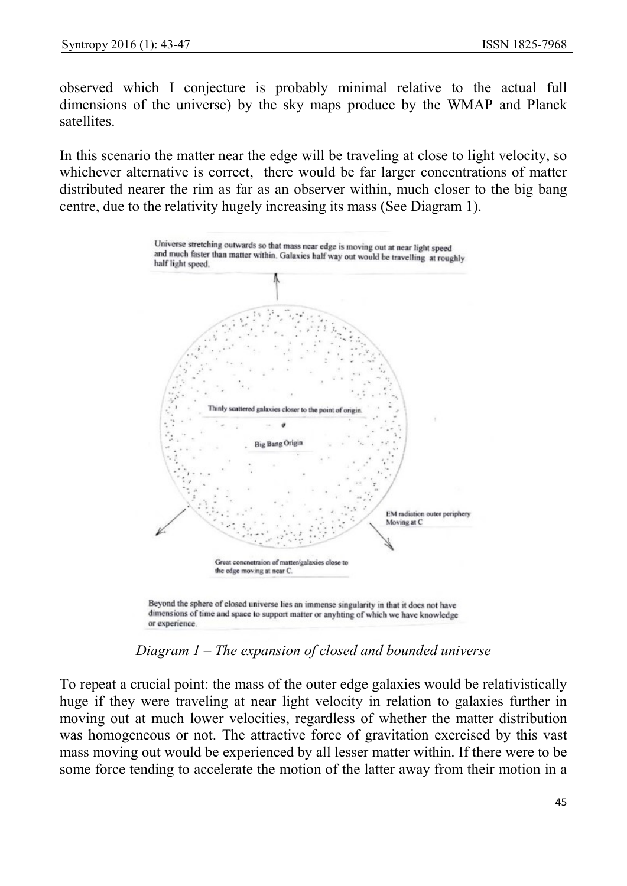observed which I conjecture is probably minimal relative to the actual full dimensions of the universe) by the sky maps produce by the WMAP and Planck satellites.

In this scenario the matter near the edge will be traveling at close to light velocity, so whichever alternative is correct, there would be far larger concentrations of matter distributed nearer the rim as far as an observer within, much closer to the big bang centre, due to the relativity hugely increasing its mass (See Diagram 1).

Universe stretching outwards so that mass near edge is moving out at near light speed and much faster than matter within. Galaxies half way out would be travelling at roughly half light speed.

Thinly scattered galaxies closer to the point of origin.

Big Bang Origin

EM radiation outer periphery Moving at C

Great concnetraion of matter/galaxies close to the edge moving at near C.

Beyond the sphere of closed universe lies an immense singularity in that it does not have dimensions of time and space to support matter or anyhting of which we have knowledge or experience.

*Diagram 1 – The expansion of closed and bounded universe*

To repeat a crucial point: the mass of the outer edge galaxies would be relativistically huge if they were traveling at near light velocity in relation to galaxies further in moving out at much lower velocities, regardless of whether the matter distribution was homogeneous or not. The attractive force of gravitation exercised by this vast mass moving out would be experienced by all lesser matter within. If there were to be some force tending to accelerate the motion of the latter away from their motion in a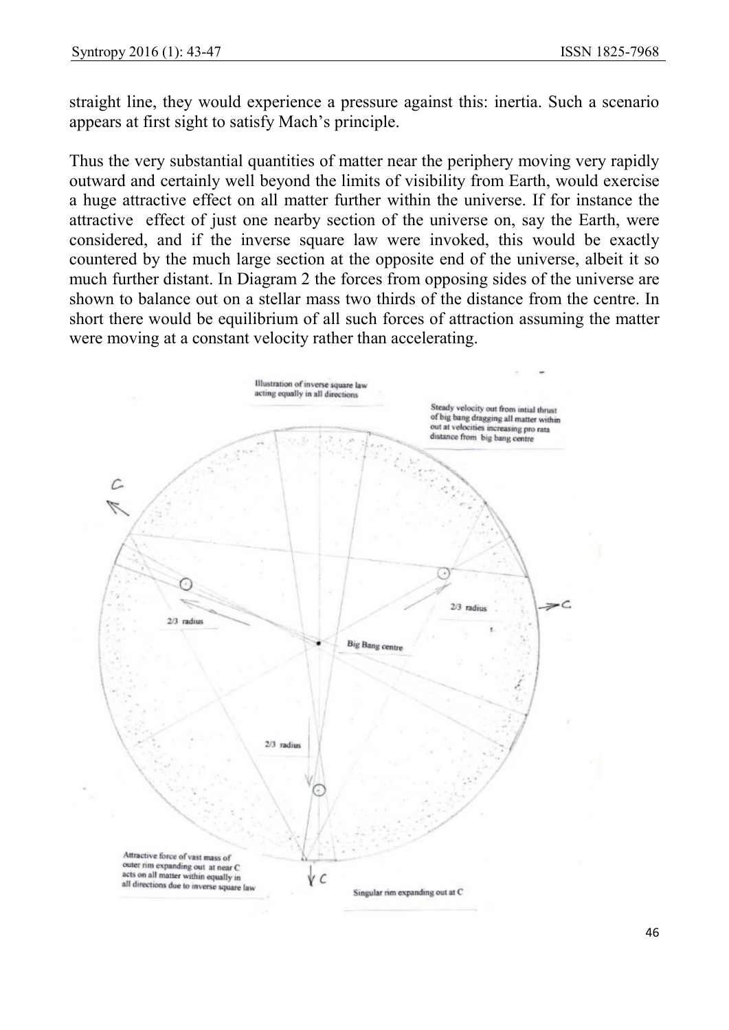straight line, they would experience a pressure against this: inertia. Such a scenario appears at first sight to satisfy Mach's principle.

Thus the very substantial quantities of matter near the periphery moving very rapidly outward and certainly well beyond the limits of visibility from Earth, would exercise a huge attractive effect on all matter further within the universe. If for instance the attractive effect of just one nearby section of the universe on, say the Earth, were considered, and if the inverse square law were invoked, this would be exactly countered by the much large section at the opposite end of the universe, albeit it so much further distant. In Diagram 2 the forces from opposing sides of the universe are shown to balance out on a stellar mass two thirds of the distance from the centre. In short there would be equilibrium of all such forces of attraction assuming the matter were moving at a constant velocity rather than accelerating.

Illustration of inverse square law acting equally in all directions

Steady velocity out from intial thrust of big bang dragging all matter within out at velocities increasing pro rata distance from big bang centre

C

C

2/3 radius

2/3 radius

Big Bang centre

2/3 radius

C

Attractive force of vast mass of outer rim expanding out at near C acts on all matter within equally in all directions due to inverse square law

Singular rim expanding out at C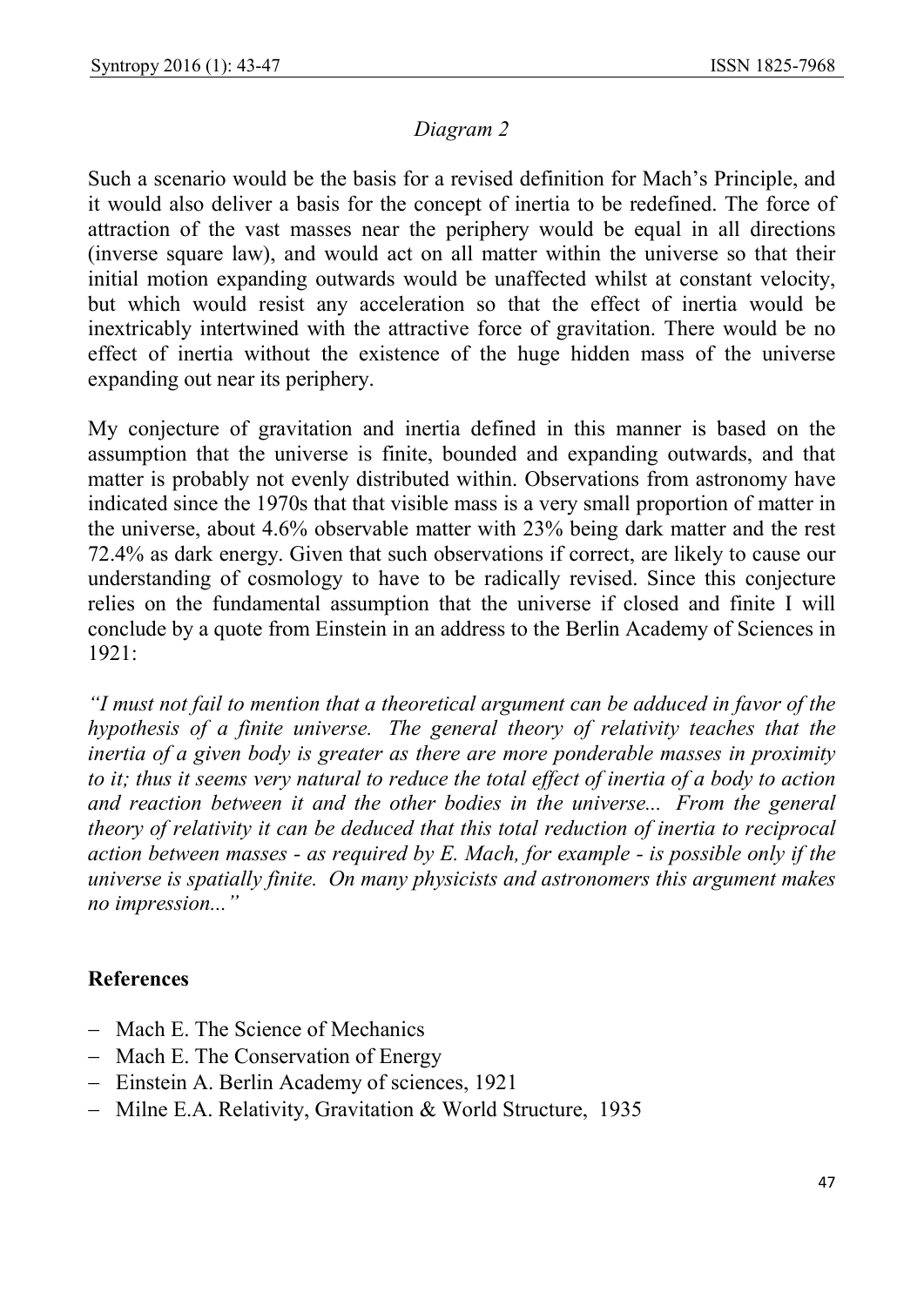*Diagram 2*

Such a scenario would be the basis for a revised definition for Mach's Principle, and it would also deliver a basis for the concept of inertia to be redefined. The force of attraction of the vast masses near the periphery would be equal in all directions (inverse square law), and would act on all matter within the universe so that their initial motion expanding outwards would be unaffected whilst at constant velocity, but which would resist any acceleration so that the effect of inertia would be inextricably intertwined with the attractive force of gravitation. There would be no effect of inertia without the existence of the huge hidden mass of the universe expanding out near its periphery.

My conjecture of gravitation and inertia defined in this manner is based on the assumption that the universe is finite, bounded and expanding outwards, and that matter is probably not evenly distributed within. Observations from astronomy have indicated since the 1970s that that visible mass is a very small proportion of matter in the universe, about 4.6% observable matter with 23% being dark matter and the rest 72.4% as dark energy. Given that such observations if correct, are likely to cause our understanding of cosmology to have to be radically revised. Since this conjecture relies on the fundamental assumption that the universe if closed and finite I will conclude by a quote from Einstein in an address to the Berlin Academy of Sciences in 1921:

*"I must not fail to mention that a theoretical argument can be adduced in favor of the hypothesis of a finite universe. The general theory of relativity teaches that the inertia of a given body is greater as there are more ponderable masses in proximity to it; thus it seems very natural to reduce the total effect of inertia of a body to action and reaction between it and the other bodies in the universe... From the general theory of relativity it can be deduced that this total reduction of inertia to reciprocal action between masses - as required by E. Mach, for example - is possible only if the universe is spatially finite. On many physicists and astronomers this argument makes no impression..."*

## References

- Mach E. The Science of Mechanics
- Mach E. The Conservation of Energy
- Einstein A. Berlin Academy of sciences, 1921
- Milne E.A. Relativity, Gravitation & World Structure, 1935